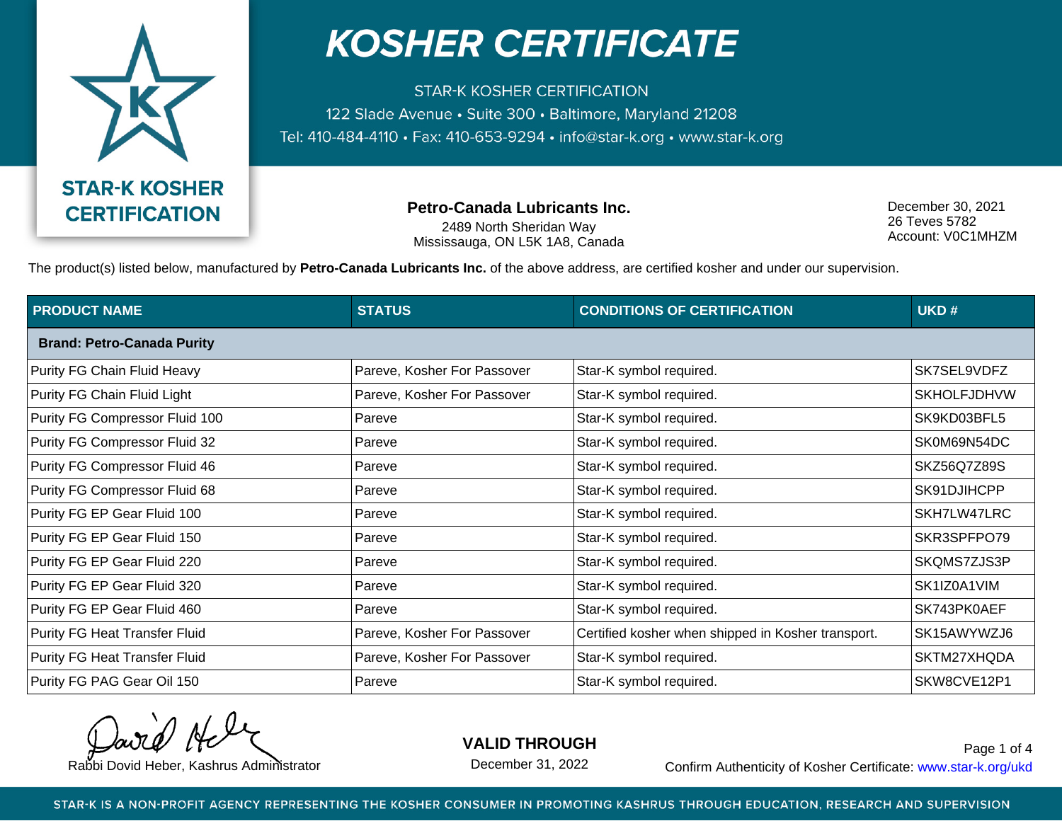# KOSHER CERTIFICATE

STAR-K KOSHER CERTIFICATION
122 Slade Avenue • Suite 300 • Baltimore, Maryland 21208
Tel: 410-484-4110 • Fax: 410-653-9294 • info@star-k.org • www.star-k.org

STAR-K KOSHER CERTIFICATION

**Petro-Canada Lubricants Inc.**
2489 North Sheridan Way
Mississauga, ON L5K 1A8, Canada

December 30, 2021
26 Teves 5782
Account: V0C1MHZM

The product(s) listed below, manufactured by **Petro-Canada Lubricants Inc.** of the above address, are certified kosher and under our supervision.

| PRODUCT NAME | STATUS | CONDITIONS OF CERTIFICATION | UKD # |
|---|---|---|---|
| **Brand: Petro-Canada Purity** | | | |
| Purity FG Chain Fluid Heavy | Pareve, Kosher For Passover | Star-K symbol required. | SK7SEL9VDFZ |
| Purity FG Chain Fluid Light | Pareve, Kosher For Passover | Star-K symbol required. | SKHOLFJDHVW |
| Purity FG Compressor Fluid 100 | Pareve | Star-K symbol required. | SK9KD03BFL5 |
| Purity FG Compressor Fluid 32 | Pareve | Star-K symbol required. | SK0M69N54DC |
| Purity FG Compressor Fluid 46 | Pareve | Star-K symbol required. | SKZ56Q7Z89S |
| Purity FG Compressor Fluid 68 | Pareve | Star-K symbol required. | SK91DJIHCPP |
| Purity FG EP Gear Fluid 100 | Pareve | Star-K symbol required. | SKH7LW47LRC |
| Purity FG EP Gear Fluid 150 | Pareve | Star-K symbol required. | SKR3SPFPO79 |
| Purity FG EP Gear Fluid 220 | Pareve | Star-K symbol required. | SKQMS7ZJS3P |
| Purity FG EP Gear Fluid 320 | Pareve | Star-K symbol required. | SK1IZ0A1VIM |
| Purity FG EP Gear Fluid 460 | Pareve | Star-K symbol required. | SK743PK0AEF |
| Purity FG Heat Transfer Fluid | Pareve, Kosher For Passover | Certified kosher when shipped in Kosher transport. | SK15AWYWZJ6 |
| Purity FG Heat Transfer Fluid | Pareve, Kosher For Passover | Star-K symbol required. | SKTM27XHQDA |
| Purity FG PAG Gear Oil 150 | Pareve | Star-K symbol required. | SKW8CVE12P1 |

Rabbi Dovid Heber, Kashrus Administrator

**VALID THROUGH**
December 31, 2022

Confirm Authenticity of Kosher Certificate: www.star-k.org/ukd

STAR-K IS A NON-PROFIT AGENCY REPRESENTING THE KOSHER CONSUMER IN PROMOTING KASHRUS THROUGH EDUCATION, RESEARCH AND SUPERVISION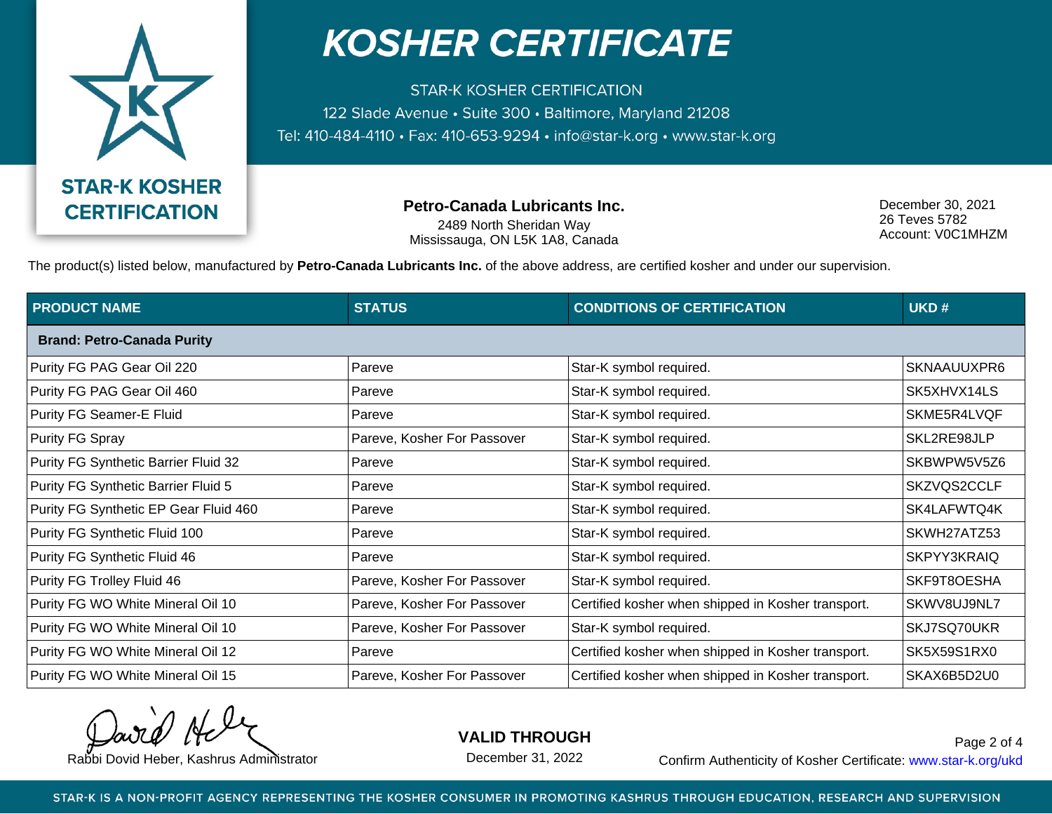# KOSHER CERTIFICATE

STAR-K KOSHER CERTIFICATION
122 Slade Avenue • Suite 300 • Baltimore, Maryland 21208
Tel: 410-484-4110 • Fax: 410-653-9294 • info@star-k.org • www.star-k.org

STAR-K KOSHER CERTIFICATION

**Petro-Canada Lubricants Inc.**
2489 North Sheridan Way
Mississauga, ON L5K 1A8, Canada

December 30, 2021
26 Teves 5782
Account: V0C1MHZM

The product(s) listed below, manufactured by **Petro-Canada Lubricants Inc.** of the above address, are certified kosher and under our supervision.

| PRODUCT NAME | STATUS | CONDITIONS OF CERTIFICATION | UKD # |
|---|---|---|---|
| **Brand: Petro-Canada Purity** | | | |
| Purity FG PAG Gear Oil 220 | Pareve | Star-K symbol required. | SKNAAUUXPR6 |
| Purity FG PAG Gear Oil 460 | Pareve | Star-K symbol required. | SK5XHVX14LS |
| Purity FG Seamer-E Fluid | Pareve | Star-K symbol required. | SKME5R4LVQF |
| Purity FG Spray | Pareve, Kosher For Passover | Star-K symbol required. | SKL2RE98JLP |
| Purity FG Synthetic Barrier Fluid 32 | Pareve | Star-K symbol required. | SKBWPW5V5Z6 |
| Purity FG Synthetic Barrier Fluid 5 | Pareve | Star-K symbol required. | SKZVQS2CCLF |
| Purity FG Synthetic EP Gear Fluid 460 | Pareve | Star-K symbol required. | SK4LAFWTQ4K |
| Purity FG Synthetic Fluid 100 | Pareve | Star-K symbol required. | SKWH27ATZ53 |
| Purity FG Synthetic Fluid 46 | Pareve | Star-K symbol required. | SKPYY3KRAIQ |
| Purity FG Trolley Fluid 46 | Pareve, Kosher For Passover | Star-K symbol required. | SKF9T8OESHA |
| Purity FG WO White Mineral Oil 10 | Pareve, Kosher For Passover | Certified kosher when shipped in Kosher transport. | SKWV8UJ9NL7 |
| Purity FG WO White Mineral Oil 10 | Pareve, Kosher For Passover | Star-K symbol required. | SKJ7SQ70UKR |
| Purity FG WO White Mineral Oil 12 | Pareve | Certified kosher when shipped in Kosher transport. | SK5X59S1RX0 |
| Purity FG WO White Mineral Oil 15 | Pareve, Kosher For Passover | Certified kosher when shipped in Kosher transport. | SKAX6B5D2U0 |

Rabbi Dovid Heber, Kashrus Administrator

**VALID THROUGH**
December 31, 2022

Confirm Authenticity of Kosher Certificate: www.star-k.org/ukd

STAR-K IS A NON-PROFIT AGENCY REPRESENTING THE KOSHER CONSUMER IN PROMOTING KASHRUS THROUGH EDUCATION, RESEARCH AND SUPERVISION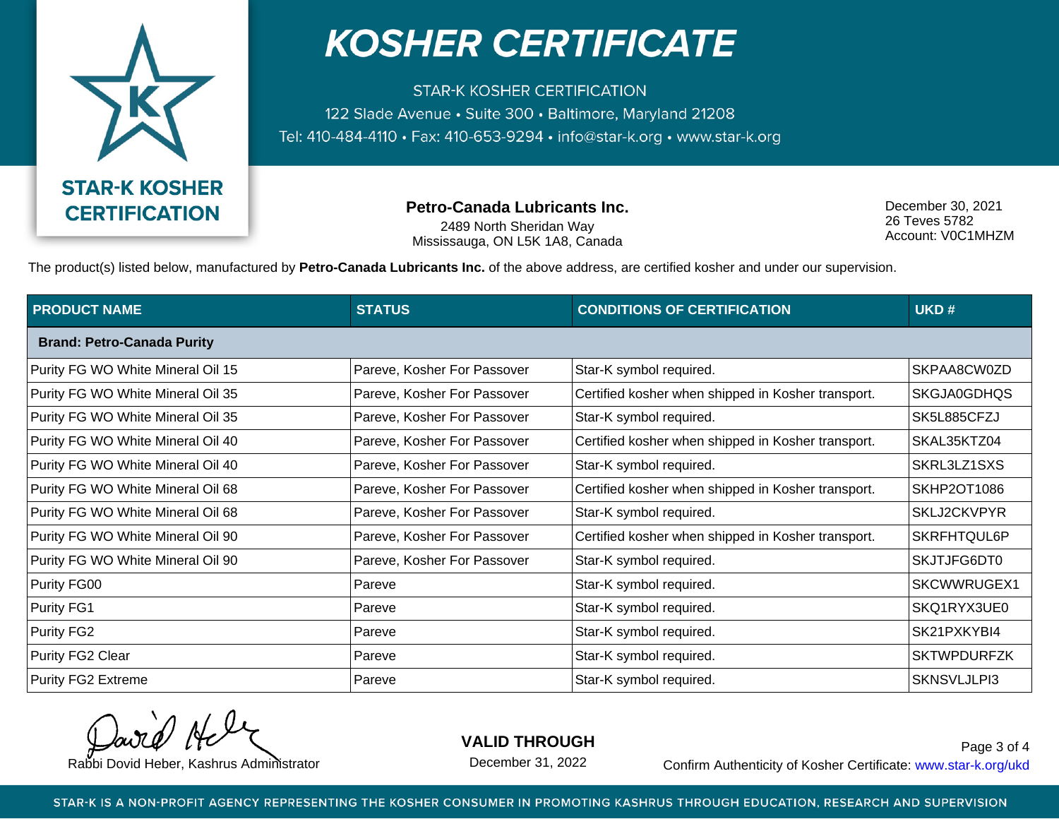# KOSHER CERTIFICATE

STAR-K KOSHER CERTIFICATION
122 Slade Avenue • Suite 300 • Baltimore, Maryland 21208
Tel: 410-484-4110 • Fax: 410-653-9294 • info@star-k.org • www.star-k.org

STAR-K KOSHER CERTIFICATION

**Petro-Canada Lubricants Inc.**
2489 North Sheridan Way
Mississauga, ON L5K 1A8, Canada

December 30, 2021
26 Teves 5782
Account: V0C1MHZM

The product(s) listed below, manufactured by **Petro-Canada Lubricants Inc.** of the above address, are certified kosher and under our supervision.

| PRODUCT NAME | STATUS | CONDITIONS OF CERTIFICATION | UKD # |
|---|---|---|---|
| **Brand: Petro-Canada Purity** | | | |
| Purity FG WO White Mineral Oil 15 | Pareve, Kosher For Passover | Star-K symbol required. | SKPAA8CW0ZD |
| Purity FG WO White Mineral Oil 35 | Pareve, Kosher For Passover | Certified kosher when shipped in Kosher transport. | SKGJA0GDHQS |
| Purity FG WO White Mineral Oil 35 | Pareve, Kosher For Passover | Star-K symbol required. | SK5L885CFZJ |
| Purity FG WO White Mineral Oil 40 | Pareve, Kosher For Passover | Certified kosher when shipped in Kosher transport. | SKAL35KTZ04 |
| Purity FG WO White Mineral Oil 40 | Pareve, Kosher For Passover | Star-K symbol required. | SKRL3LZ1SXS |
| Purity FG WO White Mineral Oil 68 | Pareve, Kosher For Passover | Certified kosher when shipped in Kosher transport. | SKHP2OT1086 |
| Purity FG WO White Mineral Oil 68 | Pareve, Kosher For Passover | Star-K symbol required. | SKLJ2CKVPYR |
| Purity FG WO White Mineral Oil 90 | Pareve, Kosher For Passover | Certified kosher when shipped in Kosher transport. | SKRFHTQUL6P |
| Purity FG WO White Mineral Oil 90 | Pareve, Kosher For Passover | Star-K symbol required. | SKJTJFG6DT0 |
| Purity FG00 | Pareve | Star-K symbol required. | SKCWWRUGEX1 |
| Purity FG1 | Pareve | Star-K symbol required. | SKQ1RYX3UE0 |
| Purity FG2 | Pareve | Star-K symbol required. | SK21PXKYBI4 |
| Purity FG2 Clear | Pareve | Star-K symbol required. | SKTWPDURFZK |
| Purity FG2 Extreme | Pareve | Star-K symbol required. | SKNSVLJLPI3 |

Rabbi Dovid Heber, Kashrus Administrator

**VALID THROUGH**
December 31, 2022

Confirm Authenticity of Kosher Certificate: www.star-k.org/ukd

STAR-K IS A NON-PROFIT AGENCY REPRESENTING THE KOSHER CONSUMER IN PROMOTING KASHRUS THROUGH EDUCATION, RESEARCH AND SUPERVISION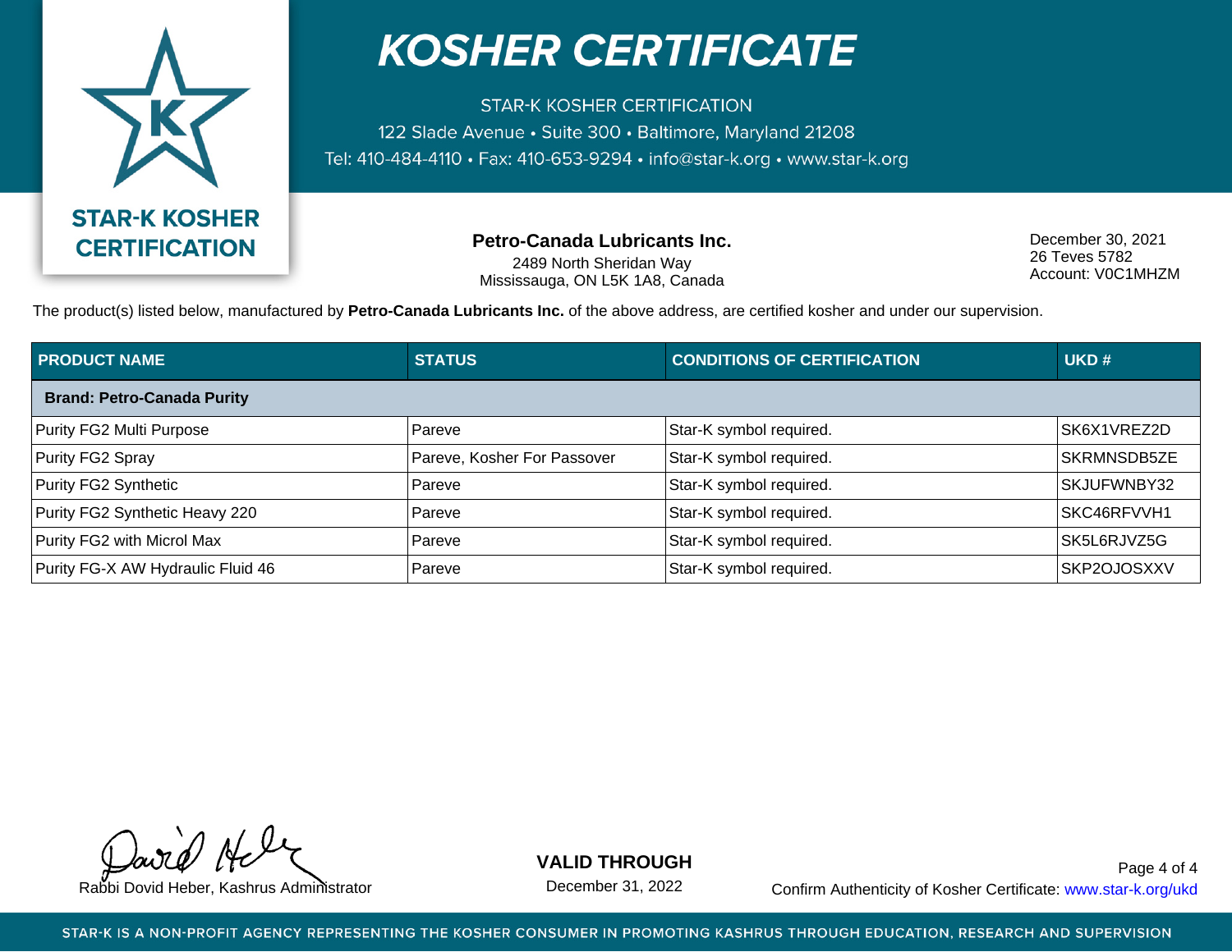# KOSHER CERTIFICATE

STAR-K KOSHER CERTIFICATION
122 Slade Avenue • Suite 300 • Baltimore, Maryland 21208
Tel: 410-484-4110 • Fax: 410-653-9294 • info@star-k.org • www.star-k.org

STAR-K KOSHER CERTIFICATION

**Petro-Canada Lubricants Inc.**
2489 North Sheridan Way
Mississauga, ON L5K 1A8, Canada

December 30, 2021
26 Teves 5782
Account: V0C1MHZM

The product(s) listed below, manufactured by **Petro-Canada Lubricants Inc.** of the above address, are certified kosher and under our supervision.

| PRODUCT NAME | STATUS | CONDITIONS OF CERTIFICATION | UKD # |
|---|---|---|---|
| **Brand: Petro-Canada Purity** | | | |
| Purity FG2 Multi Purpose | Pareve | Star-K symbol required. | SK6X1VREZ2D |
| Purity FG2 Spray | Pareve, Kosher For Passover | Star-K symbol required. | SKRMNSDB5ZE |
| Purity FG2 Synthetic | Pareve | Star-K symbol required. | SKJUFWNBY32 |
| Purity FG2 Synthetic Heavy 220 | Pareve | Star-K symbol required. | SKC46RFVVH1 |
| Purity FG2 with Microl Max | Pareve | Star-K symbol required. | SK5L6RJVZ5G |
| Purity FG-X AW Hydraulic Fluid 46 | Pareve | Star-K symbol required. | SKP2OJOSXXV |

Rabbi Dovid Heber, Kashrus Administrator

**VALID THROUGH**
December 31, 2022

Confirm Authenticity of Kosher Certificate: www.star-k.org/ukd

STAR-K IS A NON-PROFIT AGENCY REPRESENTING THE KOSHER CONSUMER IN PROMOTING KASHRUS THROUGH EDUCATION, RESEARCH AND SUPERVISION